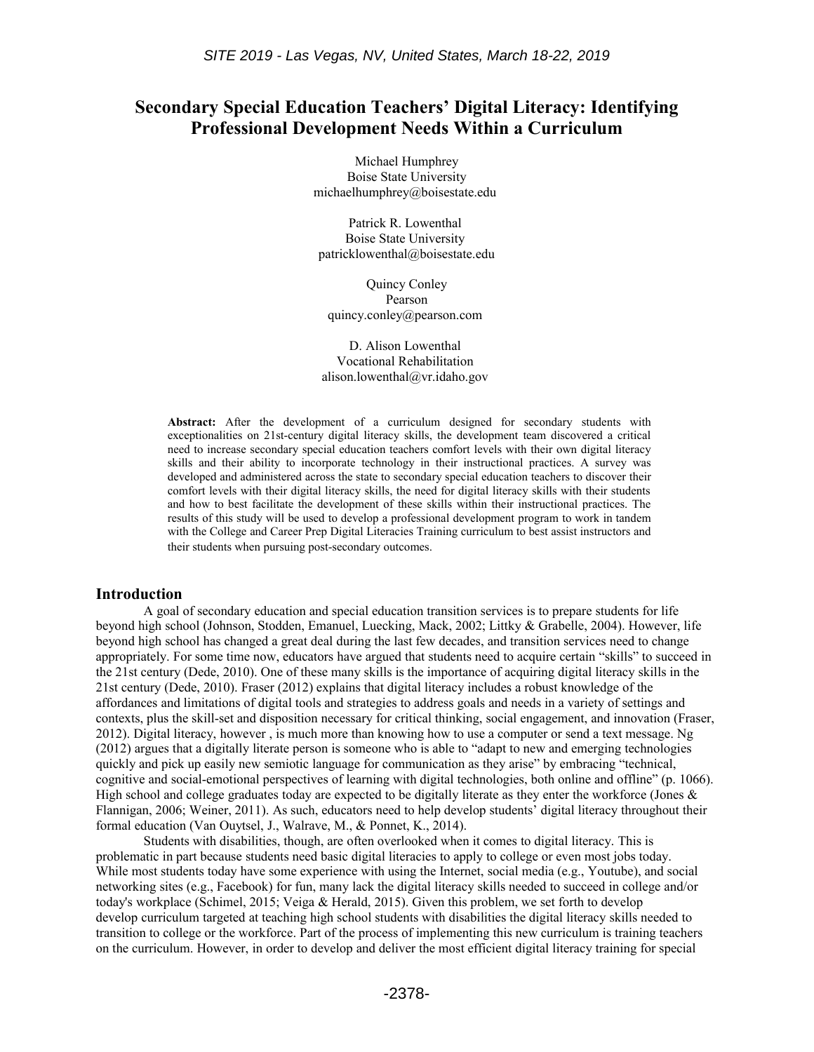# Secondary Special Education Teachers' Digital Literacy: Identifying Professional Development Needs Within a Curriculum

Michael Humphrey
Boise State University
michaelhumphrey@boisestate.edu

Patrick R. Lowenthal
Boise State University
patricklowenthal@boisestate.edu

Quincy Conley
Pearson
quincy.conley@pearson.com

D. Alison Lowenthal
Vocational Rehabilitation
alison.lowenthal@vr.idaho.gov

**Abstract:** After the development of a curriculum designed for secondary students with exceptionalities on 21st-century digital literacy skills, the development team discovered a critical need to increase secondary special education teachers comfort levels with their own digital literacy skills and their ability to incorporate technology in their instructional practices. A survey was developed and administered across the state to secondary special education teachers to discover their comfort levels with their digital literacy skills, the need for digital literacy skills with their students and how to best facilitate the development of these skills within their instructional practices. The results of this study will be used to develop a professional development program to work in tandem with the College and Career Prep Digital Literacies Training curriculum to best assist instructors and their students when pursuing post-secondary outcomes.

## Introduction

A goal of secondary education and special education transition services is to prepare students for life beyond high school (Johnson, Stodden, Emanuel, Luecking, Mack, 2002; Littky & Grabelle, 2004). However, life beyond high school has changed a great deal during the last few decades, and transition services need to change appropriately. For some time now, educators have argued that students need to acquire certain "skills" to succeed in the 21st century (Dede, 2010). One of these many skills is the importance of acquiring digital literacy skills in the 21st century (Dede, 2010). Fraser (2012) explains that digital literacy includes a robust knowledge of the affordances and limitations of digital tools and strategies to address goals and needs in a variety of settings and contexts, plus the skill-set and disposition necessary for critical thinking, social engagement, and innovation (Fraser, 2012). Digital literacy, however , is much more than knowing how to use a computer or send a text message. Ng (2012) argues that a digitally literate person is someone who is able to "adapt to new and emerging technologies quickly and pick up easily new semiotic language for communication as they arise" by embracing "technical, cognitive and social-emotional perspectives of learning with digital technologies, both online and offline" (p. 1066). High school and college graduates today are expected to be digitally literate as they enter the workforce (Jones & Flannigan, 2006; Weiner, 2011). As such, educators need to help develop students' digital literacy throughout their formal education (Van Ouytsel, J., Walrave, M., & Ponnet, K., 2014).

Students with disabilities, though, are often overlooked when it comes to digital literacy. This is problematic in part because students need basic digital literacies to apply to college or even most jobs today. While most students today have some experience with using the Internet, social media (e.g., Youtube), and social networking sites (e.g., Facebook) for fun, many lack the digital literacy skills needed to succeed in college and/or today's workplace (Schimel, 2015; Veiga & Herald, 2015). Given this problem, we set forth to develop develop curriculum targeted at teaching high school students with disabilities the digital literacy skills needed to transition to college or the workforce. Part of the process of implementing this new curriculum is training teachers on the curriculum. However, in order to develop and deliver the most efficient digital literacy training for special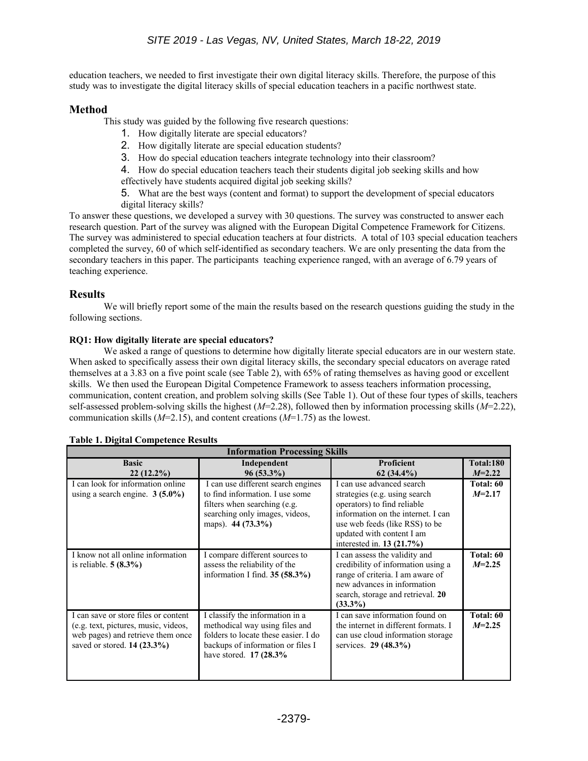education teachers, we needed to first investigate their own digital literacy skills. Therefore, the purpose of this study was to investigate the digital literacy skills of special education teachers in a pacific northwest state.

## Method

This study was guided by the following five research questions:

1. How digitally literate are special educators?
2. How digitally literate are special education students?
3. How do special education teachers integrate technology into their classroom?
4. How do special education teachers teach their students digital job seeking skills and how effectively have students acquired digital job seeking skills?
5. What are the best ways (content and format) to support the development of special educators digital literacy skills?

To answer these questions, we developed a survey with 30 questions. The survey was constructed to answer each research question. Part of the survey was aligned with the European Digital Competence Framework for Citizens. The survey was administered to special education teachers at four districts. A total of 103 special education teachers completed the survey, 60 of which self-identified as secondary teachers. We are only presenting the data from the secondary teachers in this paper. The participants teaching experience ranged, with an average of 6.79 years of teaching experience.

## Results

We will briefly report some of the main the results based on the research questions guiding the study in the following sections.

### RQ1: How digitally literate are special educators?

We asked a range of questions to determine how digitally literate special educators are in our western state. When asked to specifically assess their own digital literacy skills, the secondary special educators on average rated themselves at a 3.83 on a five point scale (see Table 2), with 65% of rating themselves as having good or excellent skills. We then used the European Digital Competence Framework to assess teachers information processing, communication, content creation, and problem solving skills (See Table 1). Out of these four types of skills, teachers self-assessed problem-solving skills the highest (*M*=2.28), followed then by information processing skills (*M*=2.22), communication skills (*M*=2.15), and content creations (*M*=1.75) as the lowest.

**Table 1. Digital Competence Results**

| Information Processing Skills | | | |
|---|---|---|---|
| **Basic 22 (12.2%)** | **Independent 96 (53.3%)** | **Proficient 62 (34.4%)** | **Total:180 *M*=2.22** |
| I can look for information online using a search engine. **3 (5.0%)** | I can use different search engines to find information. I use some filters when searching (e.g. searching only images, videos, maps). **44 (73.3%)** | I can use advanced search strategies (e.g. using search operators) to find reliable information on the internet. I can use web feeds (like RSS) to be updated with content I am interested in. **13 (21.7%)** | **Total: 60 *M*=2.17** |
| I know not all online information is reliable. **5 (8.3%)** | I compare different sources to assess the reliability of the information I find. **35 (58.3%)** | I can assess the validity and credibility of information using a range of criteria. I am aware of new advances in information search, storage and retrieval. **20 (33.3%)** | **Total: 60 *M*=2.25** |
| I can save or store files or content (e.g. text, pictures, music, videos, web pages) and retrieve them once saved or stored. **14 (23.3%)** | I classify the information in a methodical way using files and folders to locate these easier. I do backups of information or files I have stored. **17 (28.3%** | I can save information found on the internet in different formats. I can use cloud information storage services. **29 (48.3%)** | **Total: 60 *M*=2.25** |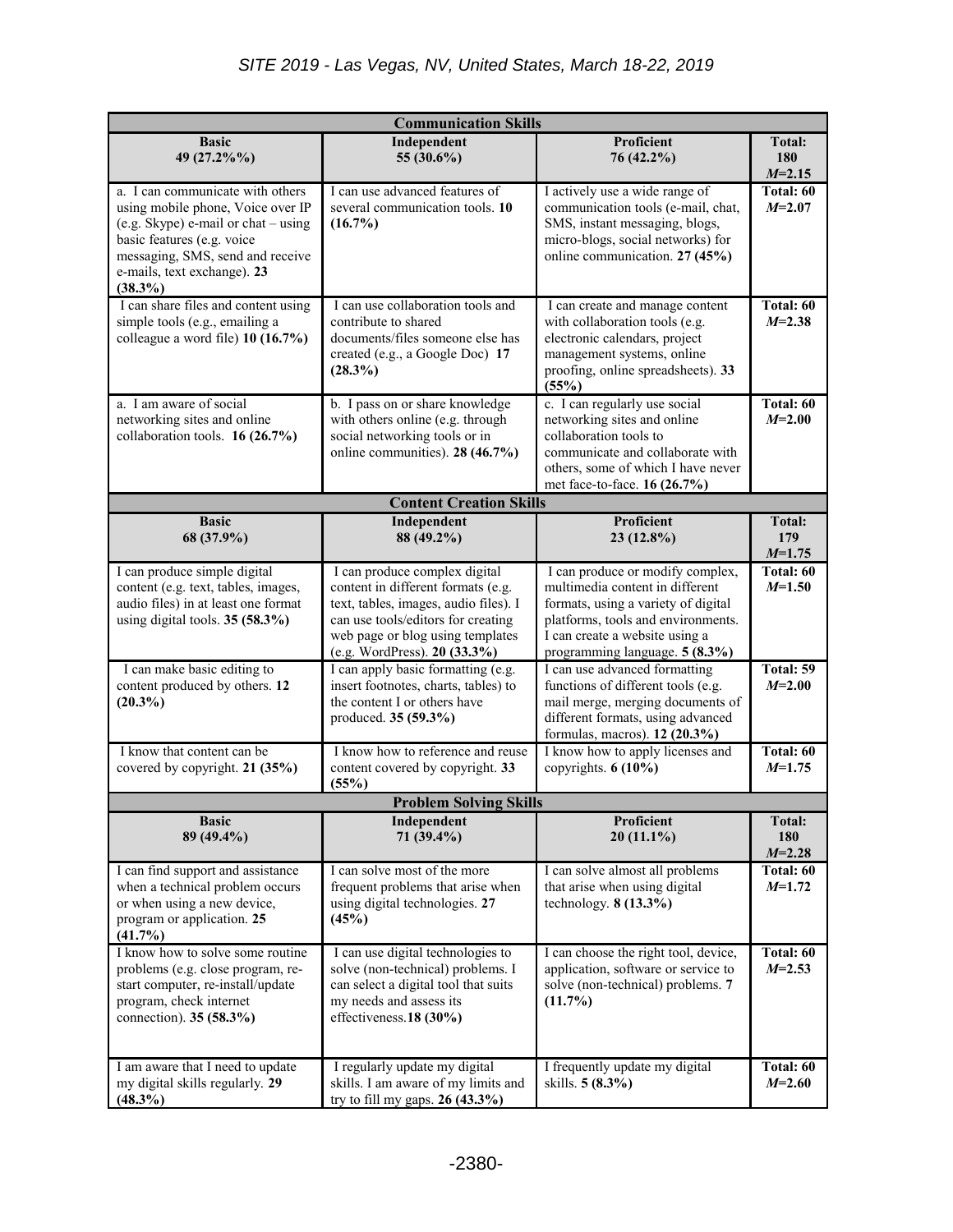| Communication Skills | | | |
|---|---|---|---|
| **Basic**<br>**49 (27.2%%)** | **Independent**<br>**55 (30.6%)** | **Proficient**<br>**76 (42.2%)** | **Total: 180** ***M*=2.15** |
| a. I can communicate with others using mobile phone, Voice over IP (e.g. Skype) e-mail or chat – using basic features (e.g. voice messaging, SMS, send and receive e-mails, text exchange). **23 (38.3%)** | I can use advanced features of several communication tools. **10 (16.7%)** | I actively use a wide range of communication tools (e-mail, chat, SMS, instant messaging, blogs, micro-blogs, social networks) for online communication. **27 (45%)** | **Total: 60** ***M*=2.07** |
| I can share files and content using simple tools (e.g., emailing a colleague a word file) **10 (16.7%)** | I can use collaboration tools and contribute to shared documents/files someone else has created (e.g., a Google Doc) **17 (28.3%)** | I can create and manage content with collaboration tools (e.g. electronic calendars, project management systems, online proofing, online spreadsheets). **33 (55%)** | **Total: 60** ***M*=2.38** |
| a. I am aware of social networking sites and online collaboration tools. **16 (26.7%)** | b. I pass on or share knowledge with others online (e.g. through social networking tools or in online communities). **28 (46.7%)** | c. I can regularly use social networking sites and online collaboration tools to communicate and collaborate with others, some of which I have never met face-to-face. **16 (26.7%)** | **Total: 60** ***M*=2.00** |
| **Content Creation Skills** | | | |
| **Basic**<br>**68 (37.9%)** | **Independent**<br>**88 (49.2%)** | **Proficient**<br>**23 (12.8%)** | **Total: 179** ***M*=1.75** |
| I can produce simple digital content (e.g. text, tables, images, audio files) in at least one format using digital tools. **35 (58.3%)** | I can produce complex digital content in different formats (e.g. text, tables, images, audio files). I can use tools/editors for creating web page or blog using templates (e.g. WordPress). **20 (33.3%)** | I can produce or modify complex, multimedia content in different formats, using a variety of digital platforms, tools and environments. I can create a website using a programming language. **5 (8.3%)** | **Total: 60** ***M*=1.50** |
| I can make basic editing to content produced by others. **12 (20.3%)** | I can apply basic formatting (e.g. insert footnotes, charts, tables) to the content I or others have produced. **35 (59.3%)** | I can use advanced formatting functions of different tools (e.g. mail merge, merging documents of different formats, using advanced formulas, macros). **12 (20.3%)** | **Total: 59** ***M*=2.00** |
| I know that content can be covered by copyright. **21 (35%)** | I know how to reference and reuse content covered by copyright. **33 (55%)** | I know how to apply licenses and copyrights. **6 (10%)** | **Total: 60** ***M*=1.75** |
| **Problem Solving Skills** | | | |
| **Basic**<br>**89 (49.4%)** | **Independent**<br>**71 (39.4%)** | **Proficient**<br>**20 (11.1%)** | **Total: 180** ***M*=2.28** |
| I can find support and assistance when a technical problem occurs or when using a new device, program or application. **25 (41.7%)** | I can solve most of the more frequent problems that arise when using digital technologies. **27 (45%)** | I can solve almost all problems that arise when using digital technology. **8 (13.3%)** | **Total: 60** ***M*=1.72** |
| I know how to solve some routine problems (e.g. close program, re-start computer, re-install/update program, check internet connection). **35 (58.3%)** | I can use digital technologies to solve (non-technical) problems. I can select a digital tool that suits my needs and assess its effectiveness.**18 (30%)** | I can choose the right tool, device, application, software or service to solve (non-technical) problems. **7 (11.7%)** | **Total: 60** ***M*=2.53** |
| I am aware that I need to update my digital skills regularly. **29 (48.3%)** | I regularly update my digital skills. I am aware of my limits and try to fill my gaps. **26 (43.3%)** | I frequently update my digital skills. **5 (8.3%)** | **Total: 60** ***M*=2.60** |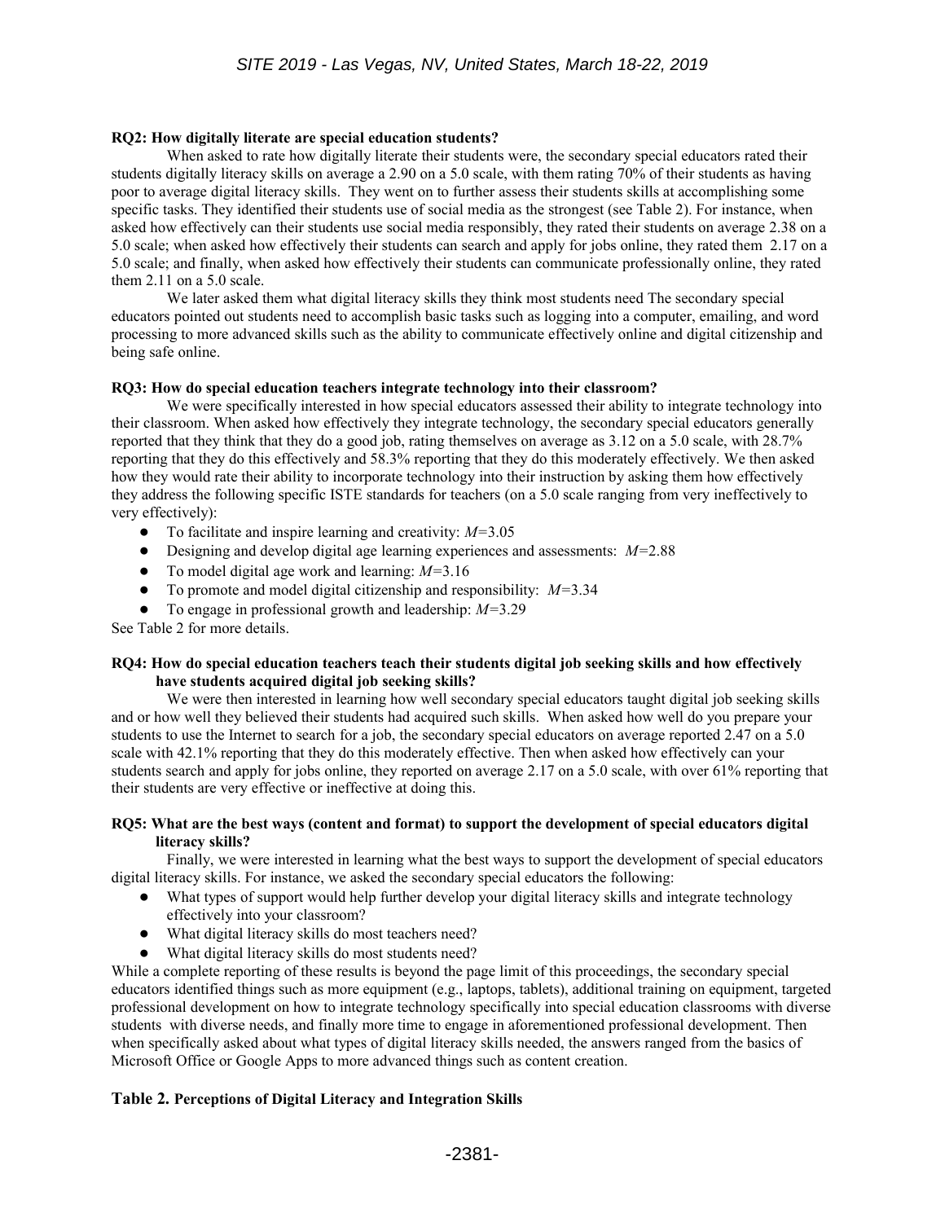**RQ2: How digitally literate are special education students?**

When asked to rate how digitally literate their students were, the secondary special educators rated their students digitally literacy skills on average a 2.90 on a 5.0 scale, with them rating 70% of their students as having poor to average digital literacy skills. They went on to further assess their students skills at accomplishing some specific tasks. They identified their students use of social media as the strongest (see Table 2). For instance, when asked how effectively can their students use social media responsibly, they rated their students on average 2.38 on a 5.0 scale; when asked how effectively their students can search and apply for jobs online, they rated them 2.17 on a 5.0 scale; and finally, when asked how effectively their students can communicate professionally online, they rated them 2.11 on a 5.0 scale.

We later asked them what digital literacy skills they think most students need The secondary special educators pointed out students need to accomplish basic tasks such as logging into a computer, emailing, and word processing to more advanced skills such as the ability to communicate effectively online and digital citizenship and being safe online.

**RQ3: How do special education teachers integrate technology into their classroom?**

We were specifically interested in how special educators assessed their ability to integrate technology into their classroom. When asked how effectively they integrate technology, the secondary special educators generally reported that they think that they do a good job, rating themselves on average as 3.12 on a 5.0 scale, with 28.7% reporting that they do this effectively and 58.3% reporting that they do this moderately effectively. We then asked how they would rate their ability to incorporate technology into their instruction by asking them how effectively they address the following specific ISTE standards for teachers (on a 5.0 scale ranging from very ineffectively to very effectively):

- To facilitate and inspire learning and creativity: $M$=3.05
- Designing and develop digital age learning experiences and assessments: $M$=2.88
- To model digital age work and learning: $M$=3.16
- To promote and model digital citizenship and responsibility: $M$=3.34
- To engage in professional growth and leadership: $M$=3.29

See Table 2 for more details.

**RQ4: How do special education teachers teach their students digital job seeking skills and how effectively have students acquired digital job seeking skills?**

We were then interested in learning how well secondary special educators taught digital job seeking skills and or how well they believed their students had acquired such skills. When asked how well do you prepare your students to use the Internet to search for a job, the secondary special educators on average reported 2.47 on a 5.0 scale with 42.1% reporting that they do this moderately effective. Then when asked how effectively can your students search and apply for jobs online, they reported on average 2.17 on a 5.0 scale, with over 61% reporting that their students are very effective or ineffective at doing this.

**RQ5: What are the best ways (content and format) to support the development of special educators digital literacy skills?**

Finally, we were interested in learning what the best ways to support the development of special educators digital literacy skills. For instance, we asked the secondary special educators the following:

- What types of support would help further develop your digital literacy skills and integrate technology effectively into your classroom?
- What digital literacy skills do most teachers need?
- What digital literacy skills do most students need?

While a complete reporting of these results is beyond the page limit of this proceedings, the secondary special educators identified things such as more equipment (e.g., laptops, tablets), additional training on equipment, targeted professional development on how to integrate technology specifically into special education classrooms with diverse students with diverse needs, and finally more time to engage in aforementioned professional development. Then when specifically asked about what types of digital literacy skills needed, the answers ranged from the basics of Microsoft Office or Google Apps to more advanced things such as content creation.

**Table 2. Perceptions of Digital Literacy and Integration Skills**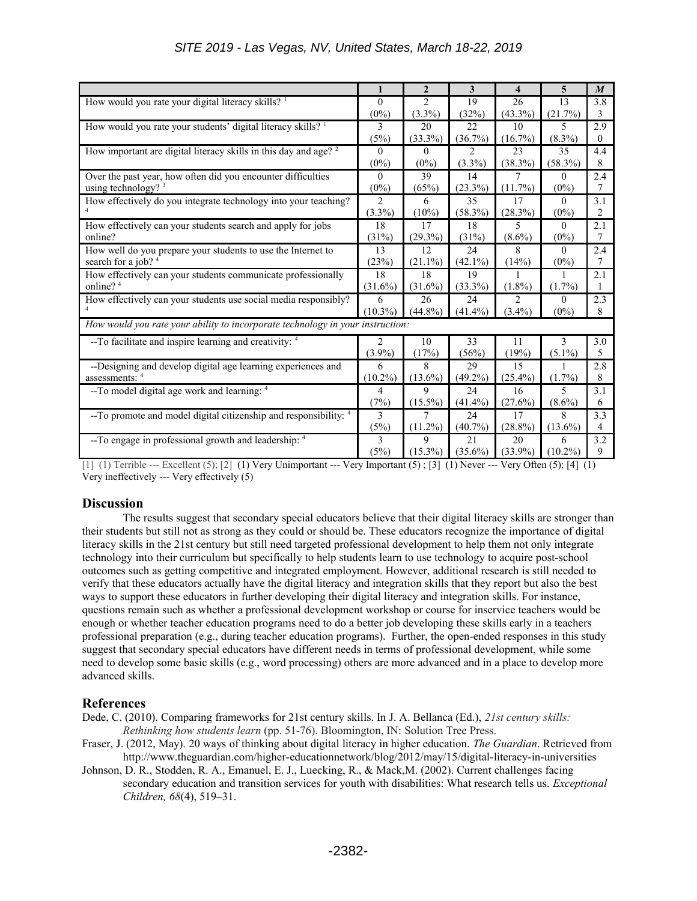| | 1 | 2 | 3 | 4 | 5 | *M* |
|---|---|---|---|---|---|---|
| How would you rate your digital literacy skills? [1] | 0 (0%) | 2 (3.3%) | 19 (32%) | 26 (43.3%) | 13 (21.7%) | 3.83 |
| How would you rate your students' digital literacy skills? [1] | 3 (5%) | 20 (33.3%) | 22 (36.7%) | 10 (16.7%) | 5 (8.3%) | 2.90 |
| How important are digital literacy skills in this day and age? [2] | 0 (0%) | 0 (0%) | 2 (3.3%) | 23 (38.3%) | 35 (58.3%) | 4.48 |
| Over the past year, how often did you encounter difficulties using technology? [3] | 0 (0%) | 39 (65%) | 14 (23.3%) | 7 (11.7%) | 0 (0%) | 2.47 |
| How effectively do you integrate technology into your teaching? [4] | 2 (3.3%) | 6 (10%) | 35 (58.3%) | 17 (28.3%) | 0 (0%) | 3.12 |
| How effectively can your students search and apply for jobs online? | 18 (31%) | 17 (29.3%) | 18 (31%) | 5 (8.6%) | 0 (0%) | 2.17 |
| How well do you prepare your students to use the Internet to search for a job? [4] | 13 (23%) | 12 (21.1%) | 24 (42.1%) | 8 (14%) | 0 (0%) | 2.47 |
| How effectively can your students communicate professionally online? [4] | 18 (31.6%) | 18 (31.6%) | 19 (33.3%) | 1 (1.8%) | 1 (1.7%) | 2.11 |
| How effectively can your students use social media responsibly? [4] | 6 (10.3%) | 26 (44.8%) | 24 (41.4%) | 2 (3.4%) | 0 (0%) | 2.38 |
| *How would you rate your ability to incorporate technology in your instruction:* | | | | | | |
| --To facilitate and inspire learning and creativity: [4] | 2 (3.9%) | 10 (17%) | 33 (56%) | 11 (19%) | 3 (5.1%) | 3.05 |
| --Designing and develop digital age learning experiences and assessments: [4] | 6 (10.2%) | 8 (13.6%) | 29 (49.2%) | 15 (25.4%) | 1 (1.7%) | 2.88 |
| --To model digital age work and learning: [4] | 4 (7%) | 9 (15.5%) | 24 (41.4%) | 16 (27.6%) | 5 (8.6%) | 3.16 |
| --To promote and model digital citizenship and responsibility: [4] | 3 (5%) | 7 (11.2%) | 24 (40.7%) | 17 (28.8%) | 8 (13.6%) | 3.34 |
| --To engage in professional growth and leadership: [4] | 3 (5%) | 9 (15.3%) | 21 (35.6%) | 20 (33.9%) | 6 (10.2%) | 3.29 |

[1] (1) Terrible --- Excellent (5); [2] (1) Very Unimportant --- Very Important (5) ; [3] (1) Never --- Very Often (5); [4] (1) Very ineffectively --- Very effectively (5)

## Discussion

The results suggest that secondary special educators believe that their digital literacy skills are stronger than their students but still not as strong as they could or should be. These educators recognize the importance of digital literacy skills in the 21st century but still need targeted professional development to help them not only integrate technology into their curriculum but specifically to help students learn to use technology to acquire post-school outcomes such as getting competitive and integrated employment. However, additional research is still needed to verify that these educators actually have the digital literacy and integration skills that they report but also the best ways to support these educators in further developing their digital literacy and integration skills. For instance, questions remain such as whether a professional development workshop or course for inservice teachers would be enough or whether teacher education programs need to do a better job developing these skills early in a teachers professional preparation (e.g., during teacher education programs). Further, the open-ended responses in this study suggest that secondary special educators have different needs in terms of professional development, while some need to develop some basic skills (e.g., word processing) others are more advanced and in a place to develop more advanced skills.

## References

Dede, C. (2010). Comparing frameworks for 21st century skills. In J. A. Bellanca (Ed.), *21st century skills: Rethinking how students learn* (pp. 51-76). Bloomington, IN: Solution Tree Press.

Fraser, J. (2012, May). 20 ways of thinking about digital literacy in higher education. *The Guardian*. Retrieved from http://www.theguardian.com/higher-educationnetwork/blog/2012/may/15/digital-literacy-in-universities

Johnson, D. R., Stodden, R. A., Emanuel, E. J., Luecking, R., & Mack,M. (2002). Current challenges facing secondary education and transition services for youth with disabilities: What research tells us. *Exceptional Children, 68*(4), 519–31.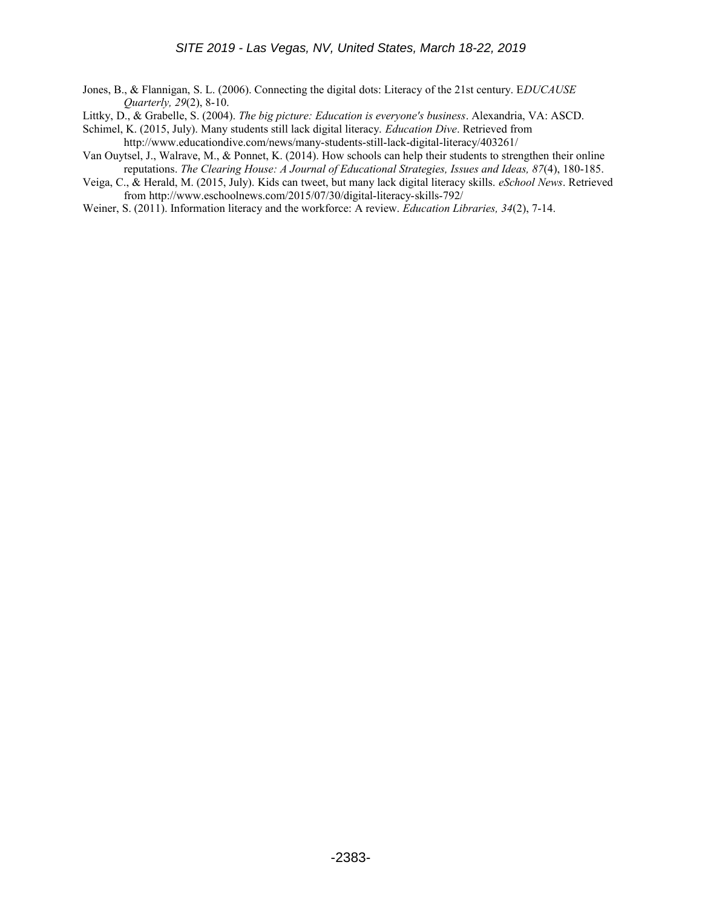Jones, B., & Flannigan, S. L. (2006). Connecting the digital dots: Literacy of the 21st century. E*DUCAUSE Quarterly, 29*(2), 8-10.

Littky, D., & Grabelle, S. (2004). *The big picture: Education is everyone's business*. Alexandria, VA: ASCD.

Schimel, K. (2015, July). Many students still lack digital literacy. *Education Dive*. Retrieved from http://www.educationdive.com/news/many-students-still-lack-digital-literacy/403261/

Van Ouytsel, J., Walrave, M., & Ponnet, K. (2014). How schools can help their students to strengthen their online reputations. *The Clearing House: A Journal of Educational Strategies, Issues and Ideas, 87*(4), 180-185.

Veiga, C., & Herald, M. (2015, July). Kids can tweet, but many lack digital literacy skills. *eSchool News*. Retrieved from http://www.eschoolnews.com/2015/07/30/digital-literacy-skills-792/

Weiner, S. (2011). Information literacy and the workforce: A review. *Education Libraries, 34*(2), 7-14.